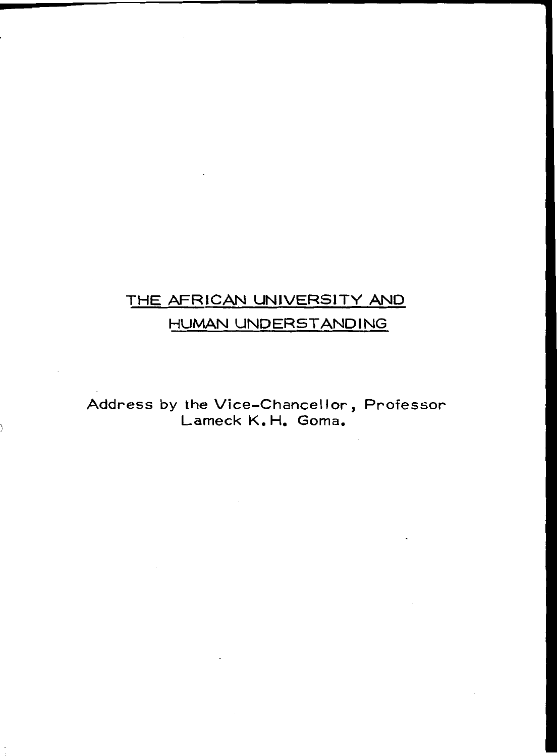# THE AFRICAN UNIVERSITY AND HUMAN UNDERSTANDING

Address by the Vice-Chancellor, Professor Lameck K.H. Goma.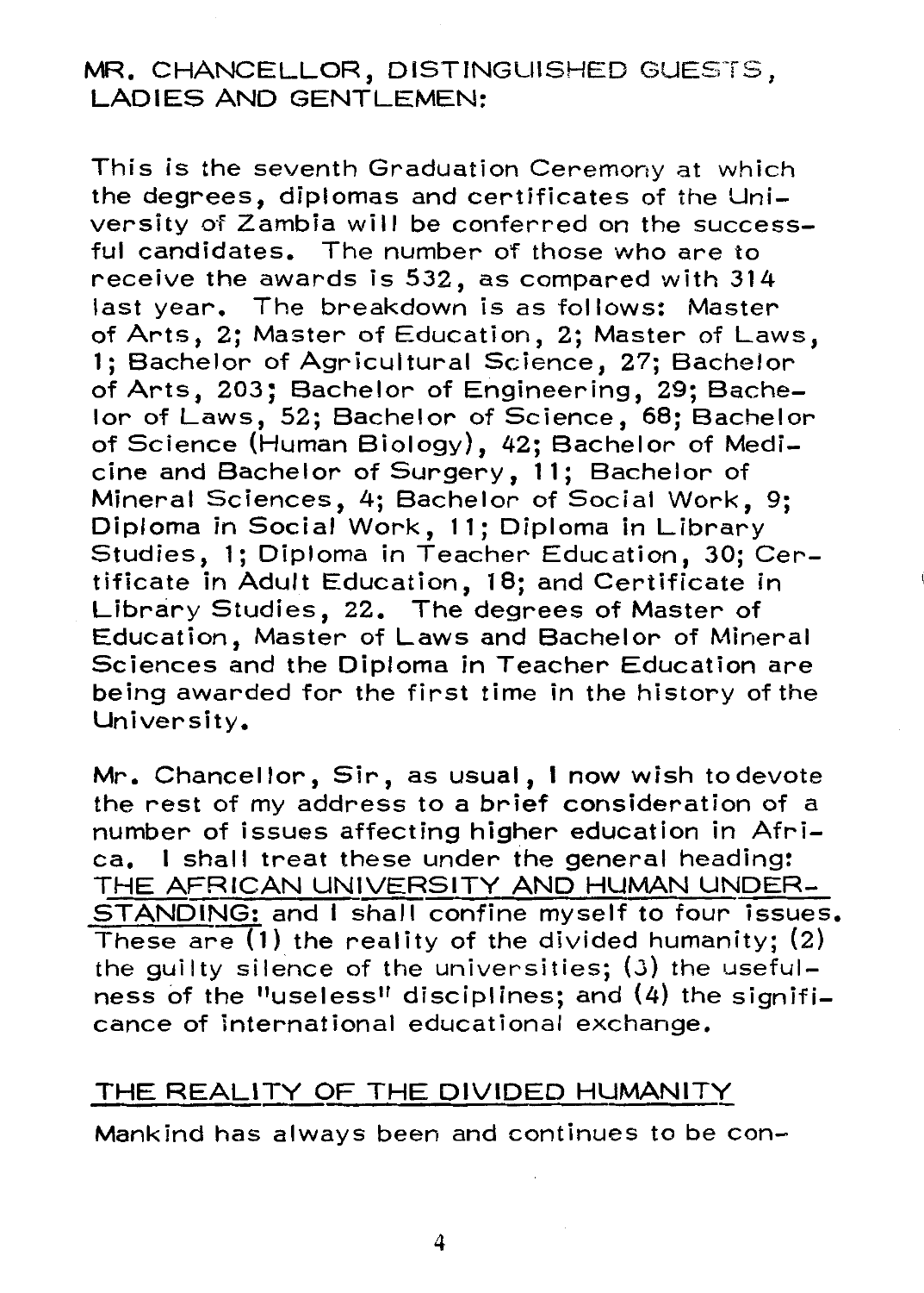MR. CHANCELLOR, DISTINGUISHED GUESTS, LADIES AND GENTLEMEN:

This is the seventh Graduation Ceremony at which the degrees, diplomas and certificates of the University of Zambia will be conferred on the successful candidates. The number of those who are to receive the awards is 532, as compared with 314 last year. The breakdown is as follows: Master of Arts, 2; Master of Education, 2; Master of Laws, 1; Bachelor of Agricultural Science, 27; Bachelor of Arts, 203; Bachelor of Engineering, 29; Bachelor of Laws, 52; Bachelor of Science, 68; Bachelor of Science (Human Biology), 42; Bachelor of Medicine and Bachelor of Surgery, 11; Bachelor of Mineral Sciences, 4; Bachelor of Social Work, 9; Diploma in Social Work, 11; Diploma in Library Studies, 1; Diploma in Teacher Education, 30; Certificate in Adult Education, 18; and Certificate in Library Studies, 22. The degrees of Master of Education, Master of Laws and Bachelor of Mineral Sciences and the Diploma in Teacher Education are being awarded for the first time in the history of the University.

Mr. Chancellor, Sir, as usual, I now wish to devote the rest of my address to a brief consideration of a number of issues affecting higher education in Africa. I shall treat these under the general heading: THE AFRICAN UNIVERSITY AND HUMAN UNDERSTANDING: and I shall confine myself to four issues. These are (1) the reality of the divided humanity; (2) the guilty silence of the universities; (3) the usefulness of the "useless" disciplines; and (4) the significance of international educational exchange.

## THE REALITY OF THE DIVIDED HUMANITY

Mankind has always been and continues to be con-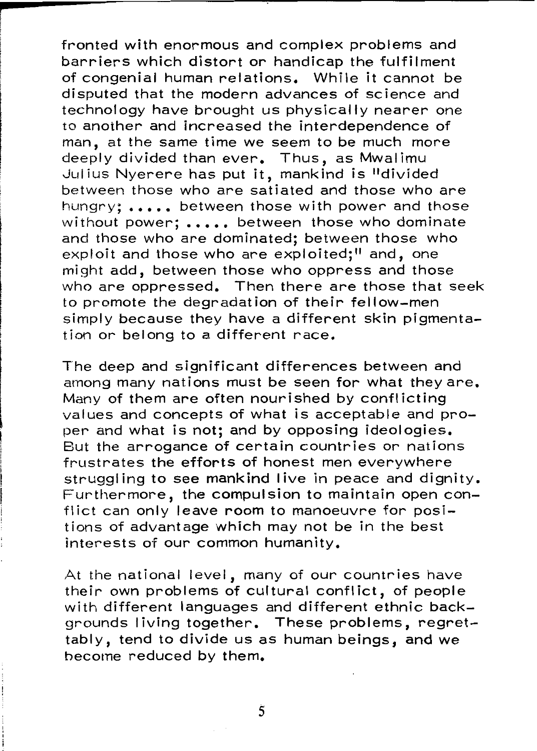fronted with enormous and complex problems and barriers which distort or handicap the fulfilment of congenial human relations. While it cannot be disputed that the modern advances of science and technology have brought us physically nearer one to another and increased the interdependence of man, at the same time we seem to be much more deeply divided than ever. Thus, as Mwalimu Julius Nyerere has put it, mankind is "divided between those who are satiated and those who are hungry; ..... between those with power and those without power; ..... between those who dominate and those who are dominated; between those who exploit and those who are exploited;" and, one might add, between those who oppress and those who are oppressed. Then there are those that seek to promote the degradation of their fellow-men simply because they have a different skin pigmentation or belong to a different race.

The deep and significant differences between and among many nations must be seen for what they are. Many of them are often nourished by conflicting values and concepts of what is acceptable and proper and what is not; and by opposing ideologies. But the arrogance of certain countries or nations frustrates the efforts of honest men everywhere struggling to see mankind live in peace and dignity. Furthermore, the compulsion to maintain open conflict can only leave room to manoeuvre for positions of advantage which may not be in the best interests of our common humanity.

At the national level, many of our countries have their own problems of cultural conflict, of people with different languages and different ethnic backgrounds living together. These problems, regrettably, tend to divide us as human beings, and we become reduced by them.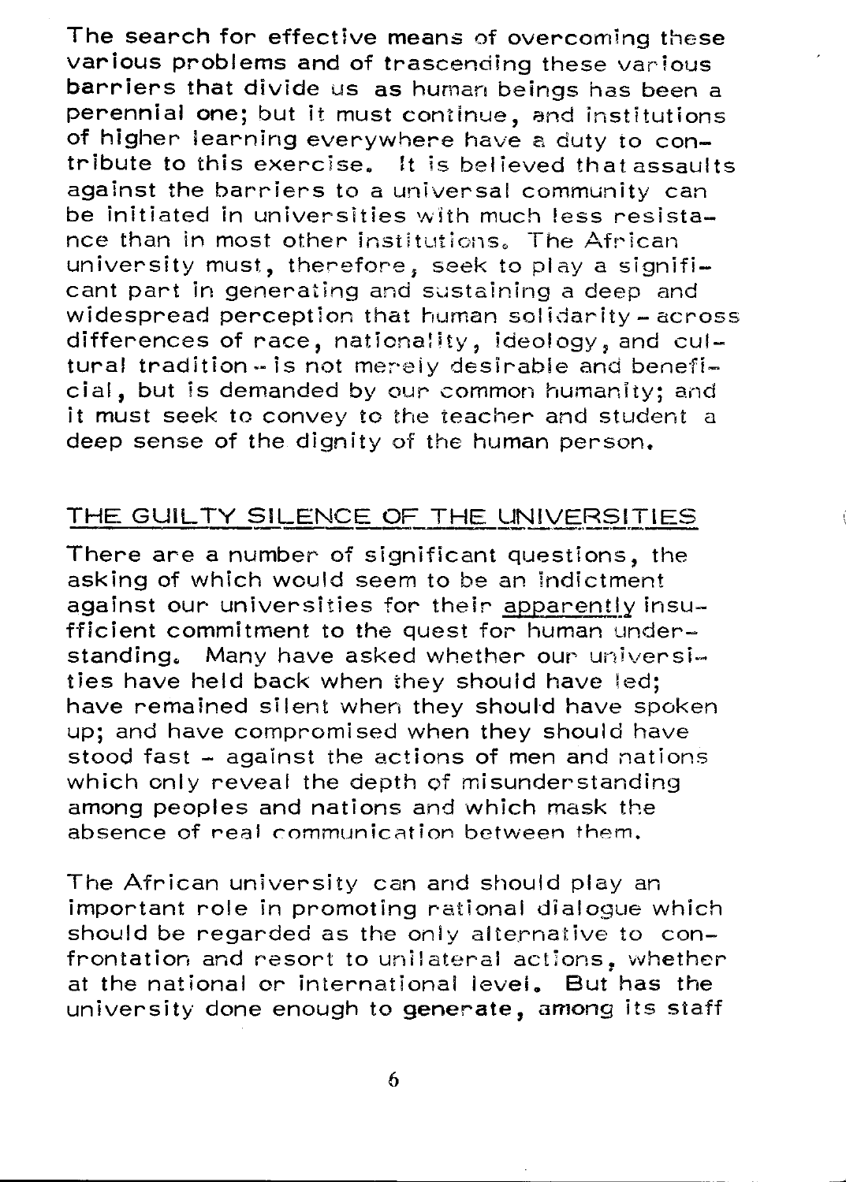The search for effective means of overcoming these various problems and of trascending these various barriers that divide us as human beings has been a perennial one; but it must continue, and institutions of higher learning everywhere have a duty to contribute to this exercise. It is believed that assaults against the barriers to a universal community can be initiated in universities with much less resistance than in most other institutions. The African university must, therefore, seek to play a significant part in generating and sustaining a deep and widespread perception that human solidarity – across differences of race, nationality, ideology, and cultural tradition – is not merely desirable and beneficial, but is demanded by our common humanity; and it must seek to convey to the teacher and student a deep sense of the dignity of the human person.

## THE GUILTY SILENCE OF THE UNIVERSITIES

There are a number of significant questions, the asking of which would seem to be an indictment against our universities for their apparently insufficient commitment to the quest for human understanding. Many have asked whether our universities have held back when they should have led; have remained silent when they should have spoken up; and have compromised when they should have stood fast – against the actions of men and nations which only reveal the depth of misunderstanding among peoples and nations and which mask the absence of real communication between them.

The African university can and should play an important role in promoting rational dialogue which should be regarded as the only alternative to confrontation and resort to unilateral actions, whether at the national or international level. But has the university done enough to generate, among its staff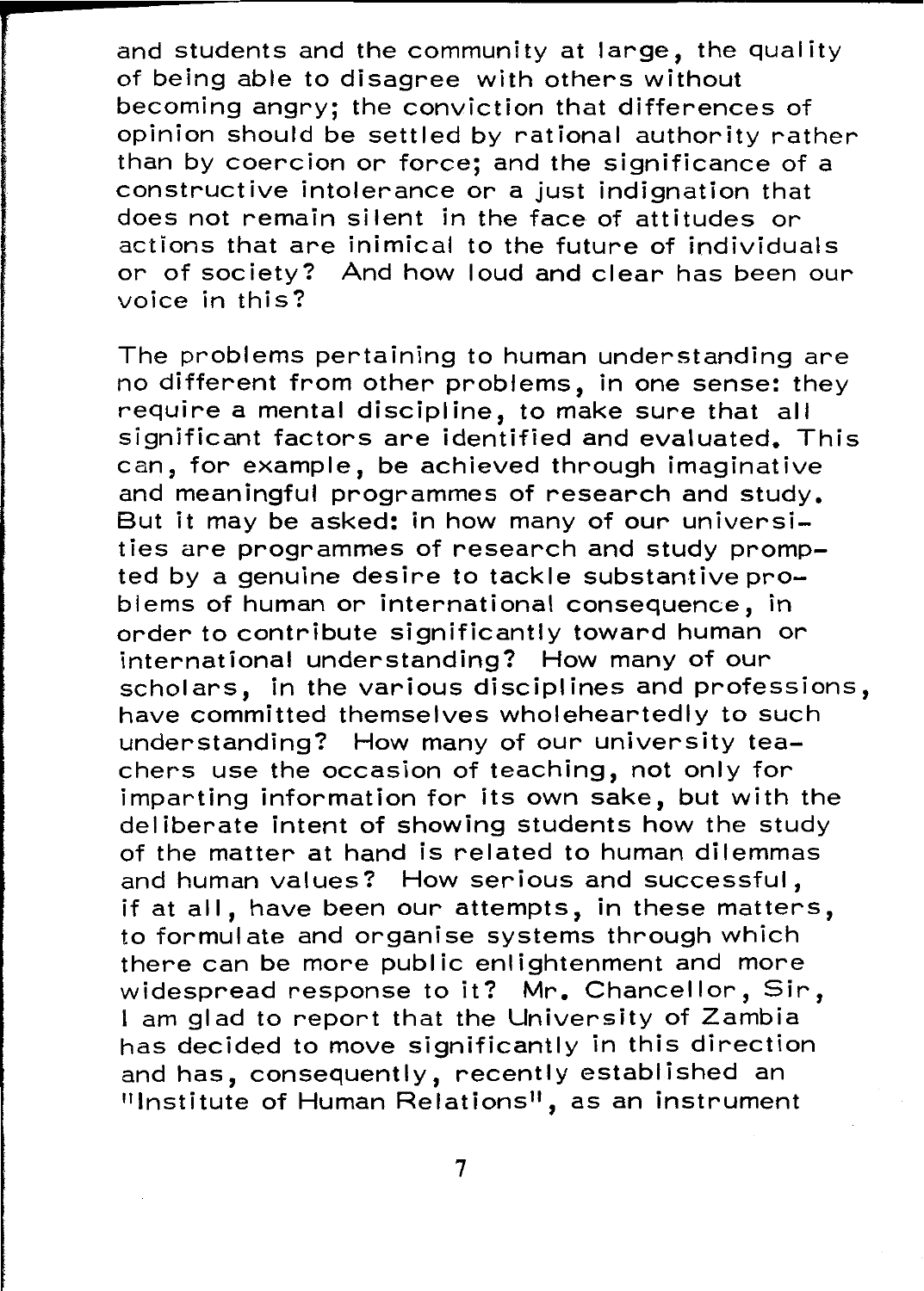and students and the community at large, the quality of being able to disagree with others without becoming angry; the conviction that differences of opinion should be settled by rational authority rather than by coercion or force; and the significance of a constructive intolerance or a just indignation that does not remain silent in the face of attitudes or actions that are inimical to the future of individuals or of society? And how loud and clear has been our voice in this?

The problems pertaining to human understanding are no different from other problems, in one sense: they require a mental discipline, to make sure that all significant factors are identified and evaluated. This can, for example, be achieved through imaginative and meaningful programmes of research and study. But it may be asked: in how many of our universities are programmes of research and study prompted by a genuine desire to tackle substantive problems of human or international consequence, in order to contribute significantly toward human or international understanding? How many of our scholars, in the various disciplines and professions, have committed themselves wholeheartedly to such understanding? How many of our university teachers use the occasion of teaching, not only for imparting information for its own sake, but with the deliberate intent of showing students how the study of the matter at hand is related to human dilemmas and human values? How serious and successful, if at all, have been our attempts, in these matters, to formulate and organise systems through which there can be more public enlightenment and more widespread response to it? Mr. Chancellor, Sir, I am glad to report that the University of Zambia has decided to move significantly in this direction and has, consequently, recently established an "Institute of Human Relations", as an instrument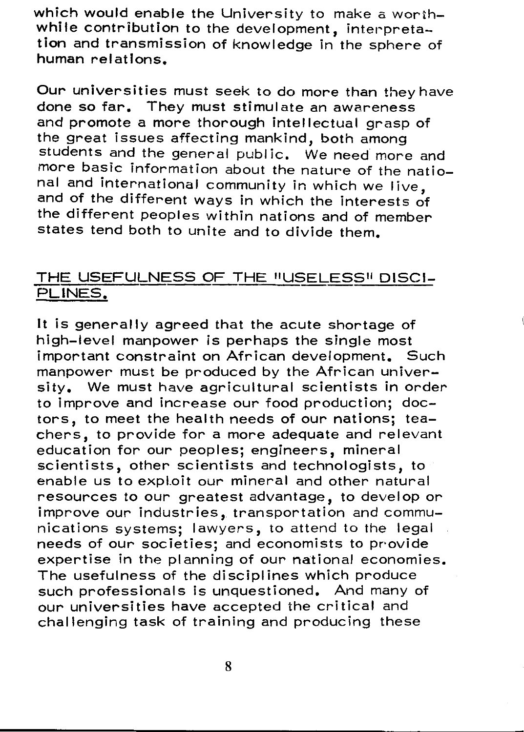which would enable the University to make a worthwhile contribution to the development, interpretation and transmission of knowledge in the sphere of human relations.

Our universities must seek to do more than they have done so far. They must stimulate an awareness and promote a more thorough intellectual grasp of the great issues affecting mankind, both among students and the general public. We need more and more basic information about the nature of the national and international community in which we live, and of the different ways in which the interests of the different peoples within nations and of member states tend both to unite and to divide them.

## THE USEFULNESS OF THE "USELESS" DISCIPLINES.

It is generally agreed that the acute shortage of high-level manpower is perhaps the single most important constraint on African development. Such manpower must be produced by the African university. We must have agricultural scientists in order to improve and increase our food production; doctors, to meet the health needs of our nations; teachers, to provide for a more adequate and relevant education for our peoples; engineers, mineral scientists, other scientists and technologists, to enable us to exploit our mineral and other natural resources to our greatest advantage, to develop or improve our industries, transportation and communications systems; lawyers, to attend to the legal needs of our societies; and economists to provide expertise in the planning of our national economies. The usefulness of the disciplines which produce such professionals is unquestioned. And many of our universities have accepted the critical and challenging task of training and producing these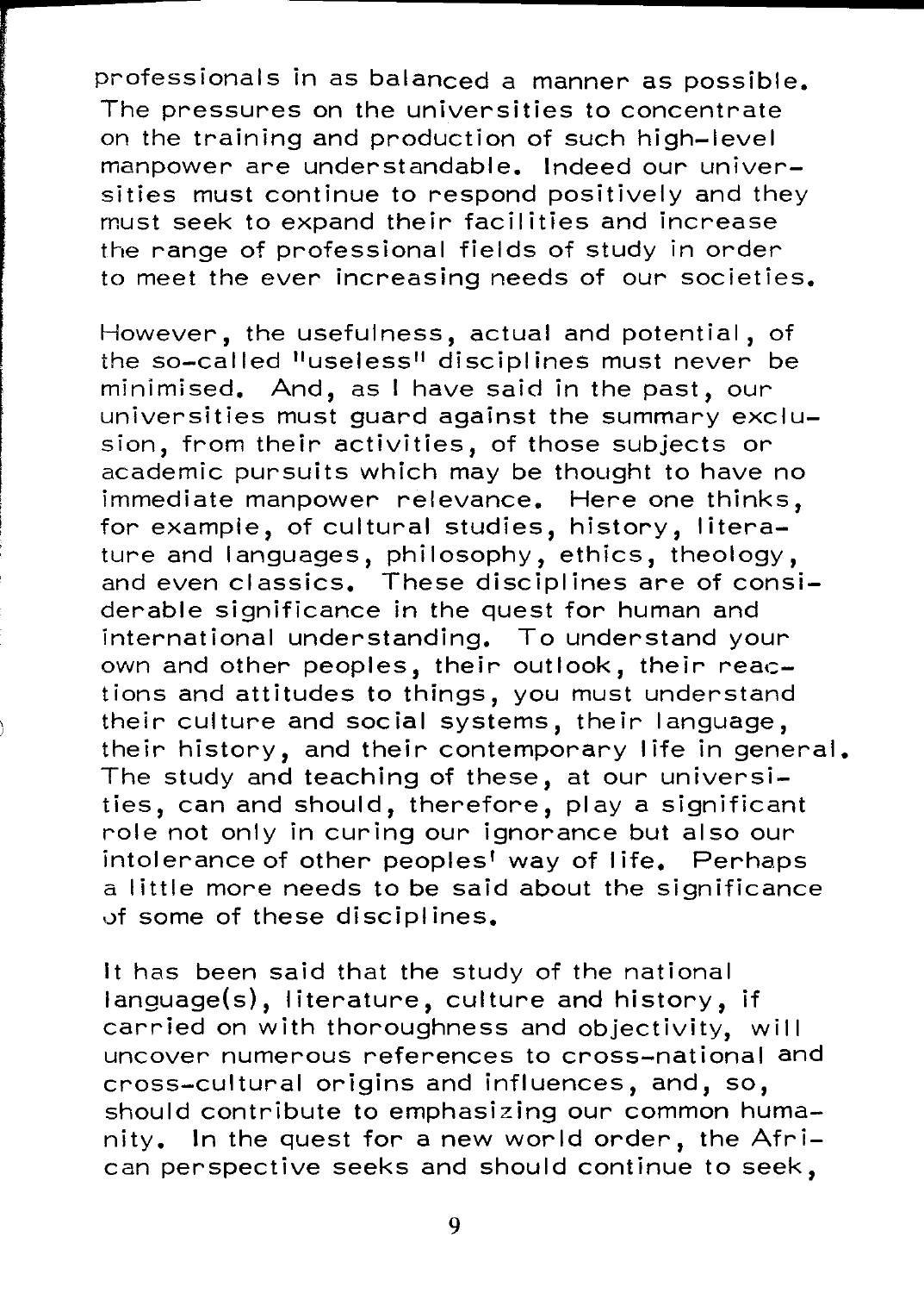professionals in as balanced a manner as possible. The pressures on the universities to concentrate on the training and production of such high-level manpower are understandable. Indeed our universities must continue to respond positively and they must seek to expand their facilities and increase the range of professional fields of study in order to meet the ever increasing needs of our societies.

However, the usefulness, actual and potential, of the so-called "useless" disciplines must never be minimised. And, as I have said in the past, our universities must guard against the summary exclusion, from their activities, of those subjects or academic pursuits which may be thought to have no immediate manpower relevance. Here one thinks, for example, of cultural studies, history, literature and languages, philosophy, ethics, theology, and even classics. These disciplines are of considerable significance in the quest for human and international understanding. To understand your own and other peoples, their outlook, their reactions and attitudes to things, you must understand their culture and social systems, their language, their history, and their contemporary life in general. The study and teaching of these, at our universities, can and should, therefore, play a significant role not only in curing our ignorance but also our intolerance of other peoples' way of life. Perhaps a little more needs to be said about the significance of some of these disciplines.

It has been said that the study of the national language(s), literature, culture and history, if carried on with thoroughness and objectivity, will uncover numerous references to cross-national and cross-cultural origins and influences, and, so, should contribute to emphasizing our common humanity. In the quest for a new world order, the African perspective seeks and should continue to seek,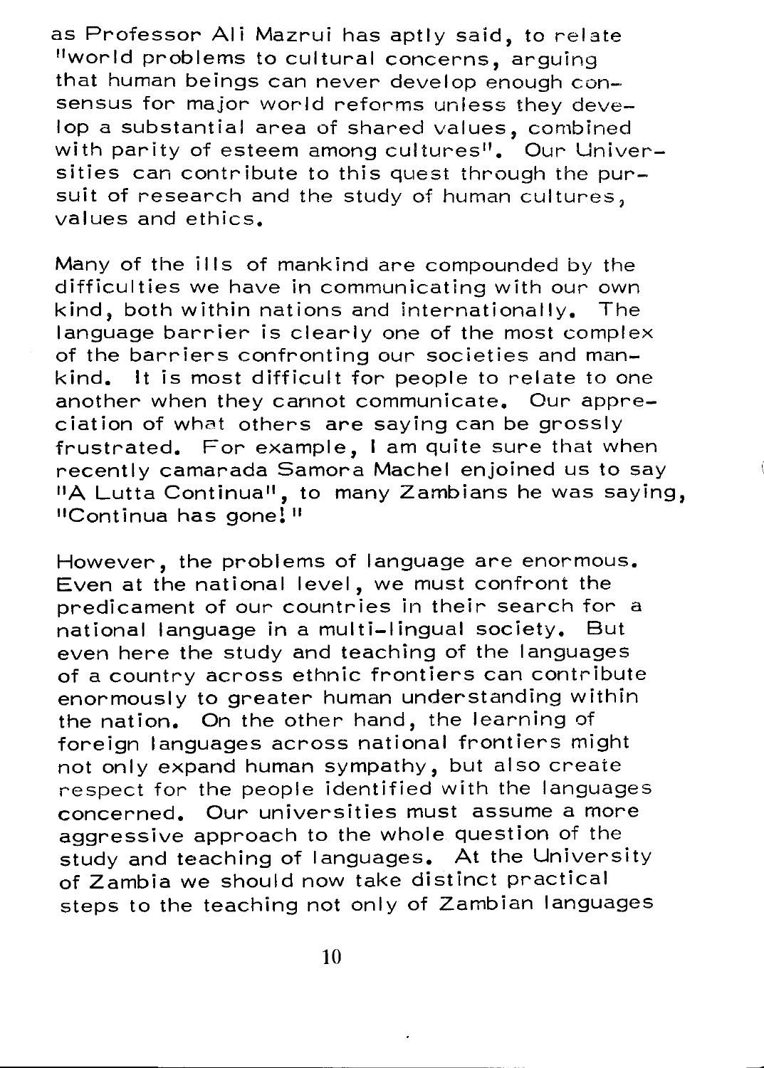as Professor Ali Mazrui has aptly said, to relate "world problems to cultural concerns, arguing that human beings can never develop enough consensus for major world reforms unless they develop a substantial area of shared values, combined with parity of esteem among cultures". Our Universities can contribute to this quest through the pursuit of research and the study of human cultures, values and ethics.

Many of the ills of mankind are compounded by the difficulties we have in communicating with our own kind, both within nations and internationally. The language barrier is clearly one of the most complex of the barriers confronting our societies and mankind. It is most difficult for people to relate to one another when they cannot communicate. Our appreciation of what others are saying can be grossly frustrated. For example, I am quite sure that when recently camarada Samora Machel enjoined us to say "A Lutta Continua", to many Zambians he was saying, "Continua has gone!"

However, the problems of language are enormous. Even at the national level, we must confront the predicament of our countries in their search for a national language in a multi-lingual society. But even here the study and teaching of the languages of a country across ethnic frontiers can contribute enormously to greater human understanding within the nation. On the other hand, the learning of foreign languages across national frontiers might not only expand human sympathy, but also create respect for the people identified with the languages concerned. Our universities must assume a more aggressive approach to the whole question of the study and teaching of languages. At the University of Zambia we should now take distinct practical steps to the teaching not only of Zambian languages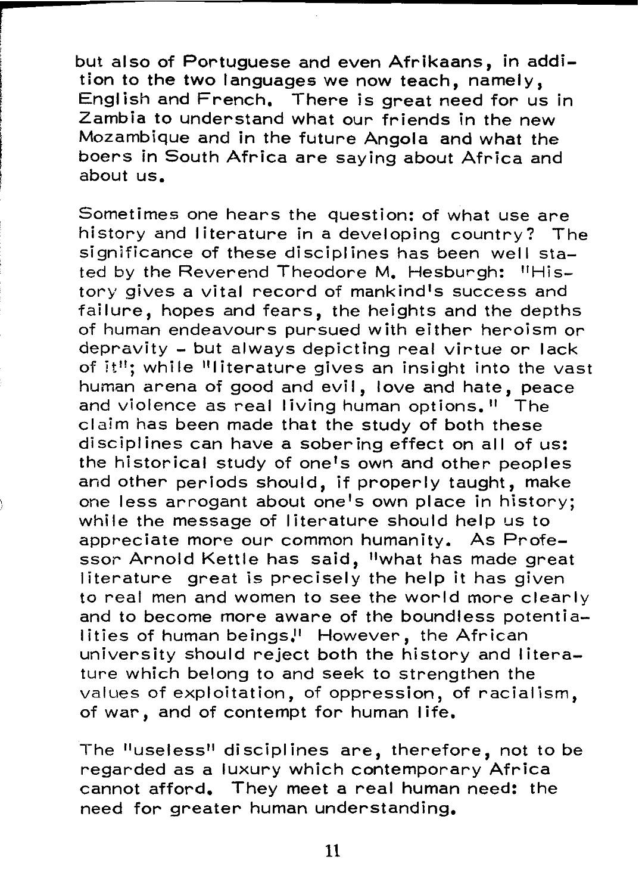but also of Portuguese and even Afrikaans, in addition to the two languages we now teach, namely, English and French. There is great need for us in Zambia to understand what our friends in the new Mozambique and in the future Angola and what the boers in South Africa are saying about Africa and about us.

Sometimes one hears the question: of what use are history and literature in a developing country? The significance of these disciplines has been well stated by the Reverend Theodore M. Hesburgh: "History gives a vital record of mankind's success and failure, hopes and fears, the heights and the depths of human endeavours pursued with either heroism or depravity - but always depicting real virtue or lack of it"; while "literature gives an insight into the vast human arena of good and evil, love and hate, peace and violence as real living human options." The claim has been made that the study of both these disciplines can have a sobering effect on all of us: the historical study of one's own and other peoples and other periods should, if properly taught, make one less arrogant about one's own place in history; while the message of literature should help us to appreciate more our common humanity. As Professor Arnold Kettle has said, "what has made great literature great is precisely the help it has given to real men and women to see the world more clearly and to become more aware of the boundless potentialities of human beings." However, the African university should reject both the history and literature which belong to and seek to strengthen the values of exploitation, of oppression, of racialism, of war, and of contempt for human life.

The "useless" disciplines are, therefore, not to be regarded as a luxury which contemporary Africa cannot afford. They meet a real human need: the need for greater human understanding.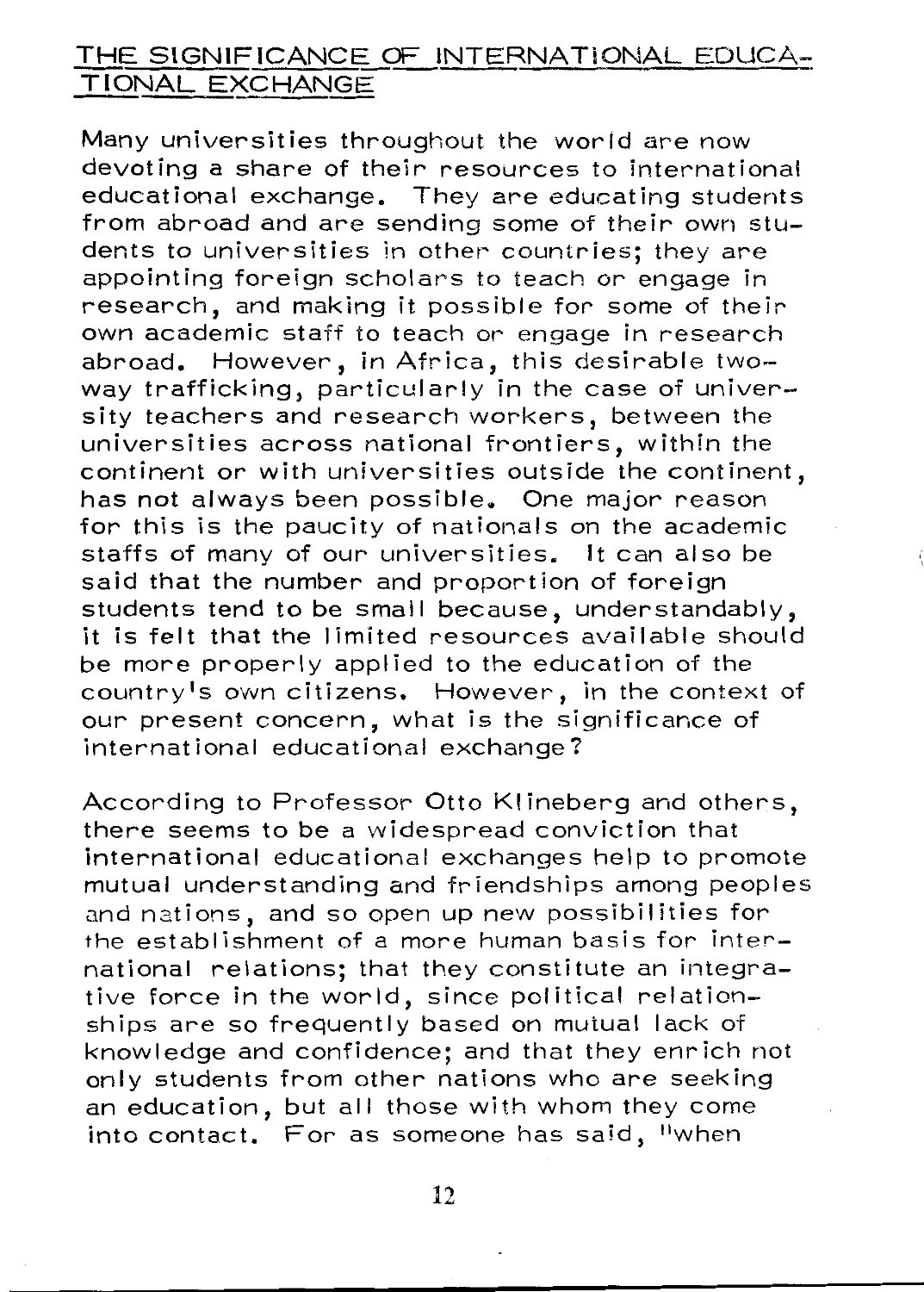## THE SIGNIFICANCE OF INTERNATIONAL EDUCATIONAL EXCHANGE

Many universities throughout the world are now devoting a share of their resources to international educational exchange. They are educating students from abroad and are sending some of their own students to universities in other countries; they are appointing foreign scholars to teach or engage in research, and making it possible for some of their own academic staff to teach or engage in research abroad. However, in Africa, this desirable two-way trafficking, particularly in the case of university teachers and research workers, between the universities across national frontiers, within the continent or with universities outside the continent, has not always been possible. One major reason for this is the paucity of nationals on the academic staffs of many of our universities. It can also be said that the number and proportion of foreign students tend to be small because, understandably, it is felt that the limited resources available should be more properly applied to the education of the country's own citizens. However, in the context of our present concern, what is the significance of international educational exchange?

According to Professor Otto Klineberg and others, there seems to be a widespread conviction that international educational exchanges help to promote mutual understanding and friendships among peoples and nations, and so open up new possibilities for the establishment of a more human basis for international relations; that they constitute an integrative force in the world, since political relationships are so frequently based on mutual lack of knowledge and confidence; and that they enrich not only students from other nations who are seeking an education, but all those with whom they come into contact. For as someone has said, "when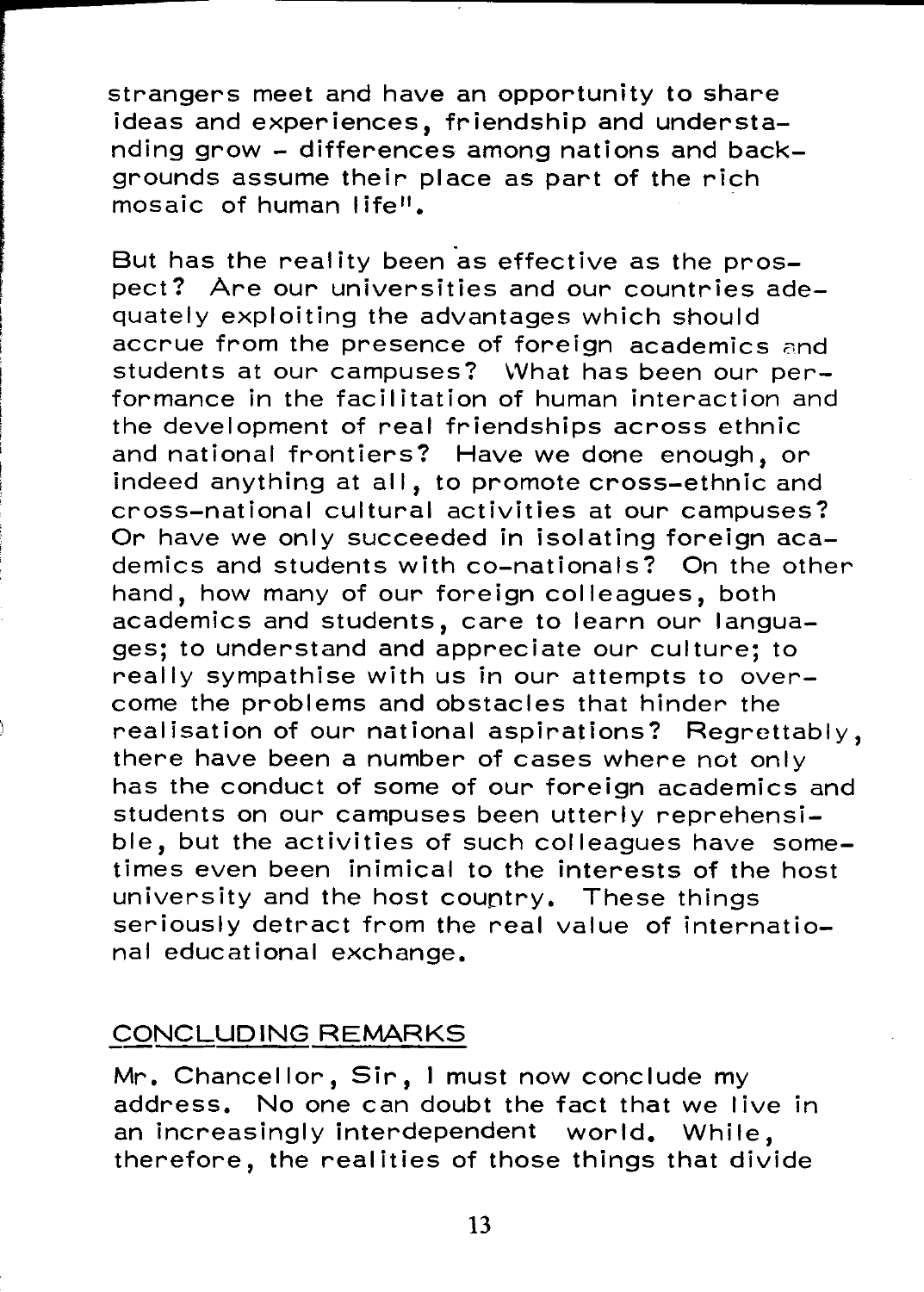strangers meet and have an opportunity to share ideas and experiences, friendship and understanding grow - differences among nations and backgrounds assume their place as part of the rich mosaic of human life".

But has the reality been as effective as the prospect? Are our universities and our countries adequately exploiting the advantages which should accrue from the presence of foreign academics and students at our campuses? What has been our performance in the facilitation of human interaction and the development of real friendships across ethnic and national frontiers? Have we done enough, or indeed anything at all, to promote cross-ethnic and cross-national cultural activities at our campuses? Or have we only succeeded in isolating foreign academics and students with co-nationals? On the other hand, how many of our foreign colleagues, both academics and students, care to learn our languages; to understand and appreciate our culture; to really sympathise with us in our attempts to overcome the problems and obstacles that hinder the realisation of our national aspirations? Regrettably, there have been a number of cases where not only has the conduct of some of our foreign academics and students on our campuses been utterly reprehensible, but the activities of such colleagues have sometimes even been inimical to the interests of the host university and the host country. These things seriously detract from the real value of international educational exchange.

## CONCLUDING REMARKS

Mr. Chancellor, Sir, I must now conclude my address. No one can doubt the fact that we live in an increasingly interdependent world. While, therefore, the realities of those things that divide